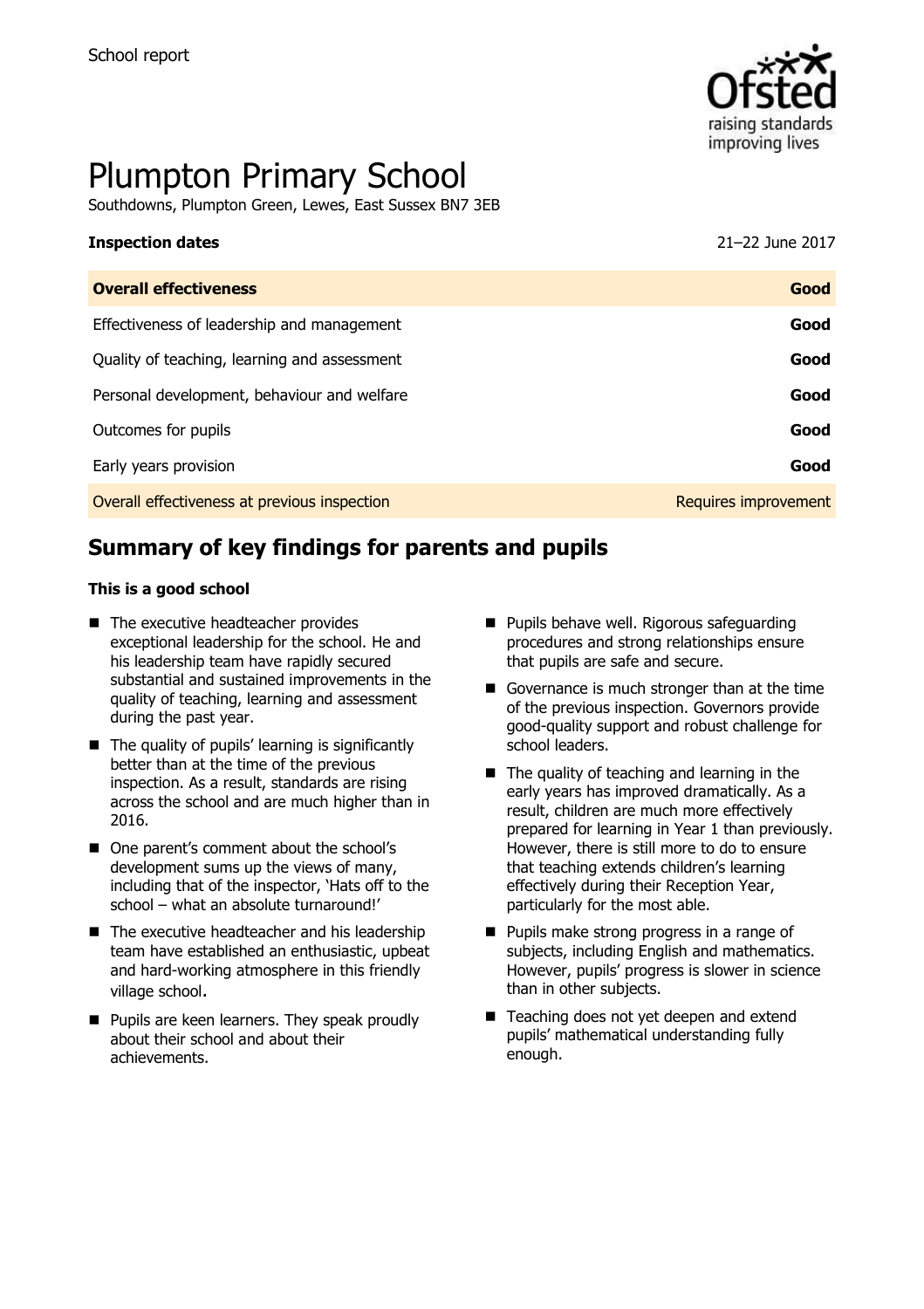School report

# Plumpton Primary School

Southdowns, Plumpton Green, Lewes, East Sussex BN7 3EB

| **Inspection dates** | 21–22 June 2017 |
|---|---|
| **Overall effectiveness** | **Good** |
| Effectiveness of leadership and management | **Good** |
| Quality of teaching, learning and assessment | **Good** |
| Personal development, behaviour and welfare | **Good** |
| Outcomes for pupils | **Good** |
| Early years provision | **Good** |
| Overall effectiveness at previous inspection | Requires improvement |

## Summary of key findings for parents and pupils

**This is a good school**

- The executive headteacher provides exceptional leadership for the school. He and his leadership team have rapidly secured substantial and sustained improvements in the quality of teaching, learning and assessment during the past year.
- The quality of pupils' learning is significantly better than at the time of the previous inspection. As a result, standards are rising across the school and are much higher than in 2016.
- One parent's comment about the school's development sums up the views of many, including that of the inspector, 'Hats off to the school – what an absolute turnaround!'
- The executive headteacher and his leadership team have established an enthusiastic, upbeat and hard-working atmosphere in this friendly village school.
- Pupils are keen learners. They speak proudly about their school and about their achievements.
- Pupils behave well. Rigorous safeguarding procedures and strong relationships ensure that pupils are safe and secure.
- Governance is much stronger than at the time of the previous inspection. Governors provide good-quality support and robust challenge for school leaders.
- The quality of teaching and learning in the early years has improved dramatically. As a result, children are much more effectively prepared for learning in Year 1 than previously. However, there is still more to do to ensure that teaching extends children's learning effectively during their Reception Year, particularly for the most able.
- Pupils make strong progress in a range of subjects, including English and mathematics. However, pupils' progress is slower in science than in other subjects.
- Teaching does not yet deepen and extend pupils' mathematical understanding fully enough.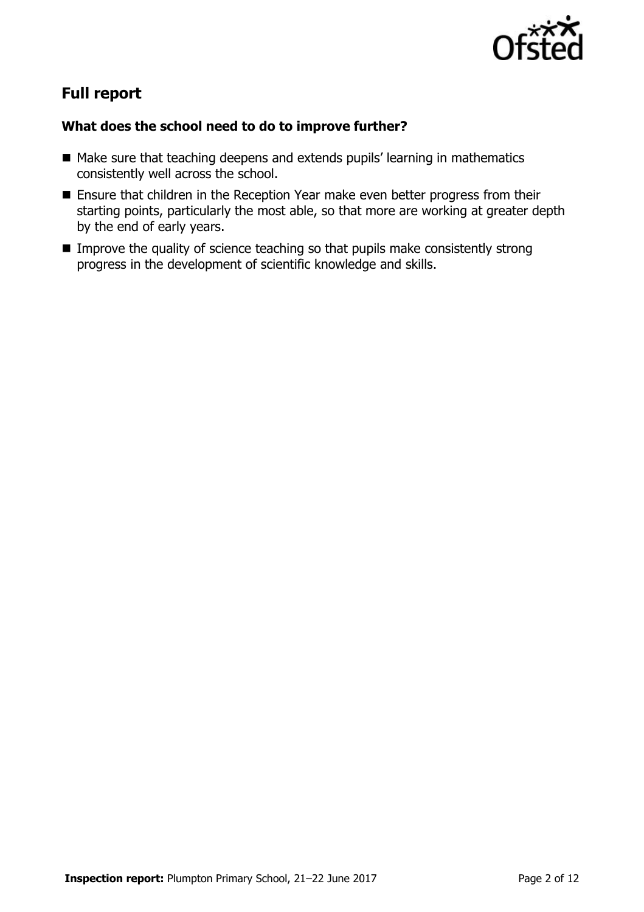## Full report

### What does the school need to do to improve further?

- Make sure that teaching deepens and extends pupils' learning in mathematics consistently well across the school.
- Ensure that children in the Reception Year make even better progress from their starting points, particularly the most able, so that more are working at greater depth by the end of early years.
- Improve the quality of science teaching so that pupils make consistently strong progress in the development of scientific knowledge and skills.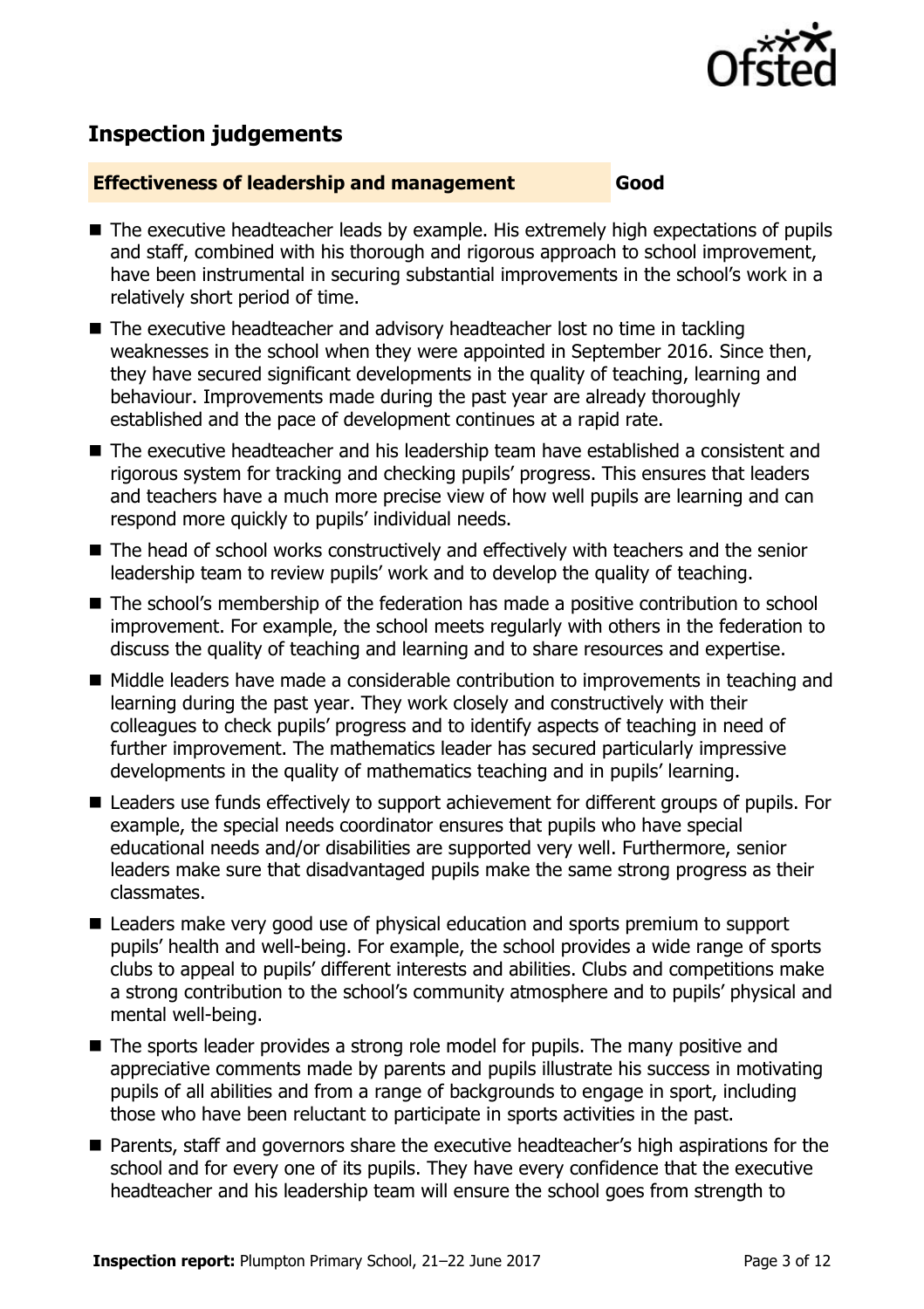## Inspection judgements

**Effectiveness of leadership and management** **Good**

- The executive headteacher leads by example. His extremely high expectations of pupils and staff, combined with his thorough and rigorous approach to school improvement, have been instrumental in securing substantial improvements in the school's work in a relatively short period of time.
- The executive headteacher and advisory headteacher lost no time in tackling weaknesses in the school when they were appointed in September 2016. Since then, they have secured significant developments in the quality of teaching, learning and behaviour. Improvements made during the past year are already thoroughly established and the pace of development continues at a rapid rate.
- The executive headteacher and his leadership team have established a consistent and rigorous system for tracking and checking pupils' progress. This ensures that leaders and teachers have a much more precise view of how well pupils are learning and can respond more quickly to pupils' individual needs.
- The head of school works constructively and effectively with teachers and the senior leadership team to review pupils' work and to develop the quality of teaching.
- The school's membership of the federation has made a positive contribution to school improvement. For example, the school meets regularly with others in the federation to discuss the quality of teaching and learning and to share resources and expertise.
- Middle leaders have made a considerable contribution to improvements in teaching and learning during the past year. They work closely and constructively with their colleagues to check pupils' progress and to identify aspects of teaching in need of further improvement. The mathematics leader has secured particularly impressive developments in the quality of mathematics teaching and in pupils' learning.
- Leaders use funds effectively to support achievement for different groups of pupils. For example, the special needs coordinator ensures that pupils who have special educational needs and/or disabilities are supported very well. Furthermore, senior leaders make sure that disadvantaged pupils make the same strong progress as their classmates.
- Leaders make very good use of physical education and sports premium to support pupils' health and well-being. For example, the school provides a wide range of sports clubs to appeal to pupils' different interests and abilities. Clubs and competitions make a strong contribution to the school's community atmosphere and to pupils' physical and mental well-being.
- The sports leader provides a strong role model for pupils. The many positive and appreciative comments made by parents and pupils illustrate his success in motivating pupils of all abilities and from a range of backgrounds to engage in sport, including those who have been reluctant to participate in sports activities in the past.
- Parents, staff and governors share the executive headteacher's high aspirations for the school and for every one of its pupils. They have every confidence that the executive headteacher and his leadership team will ensure the school goes from strength to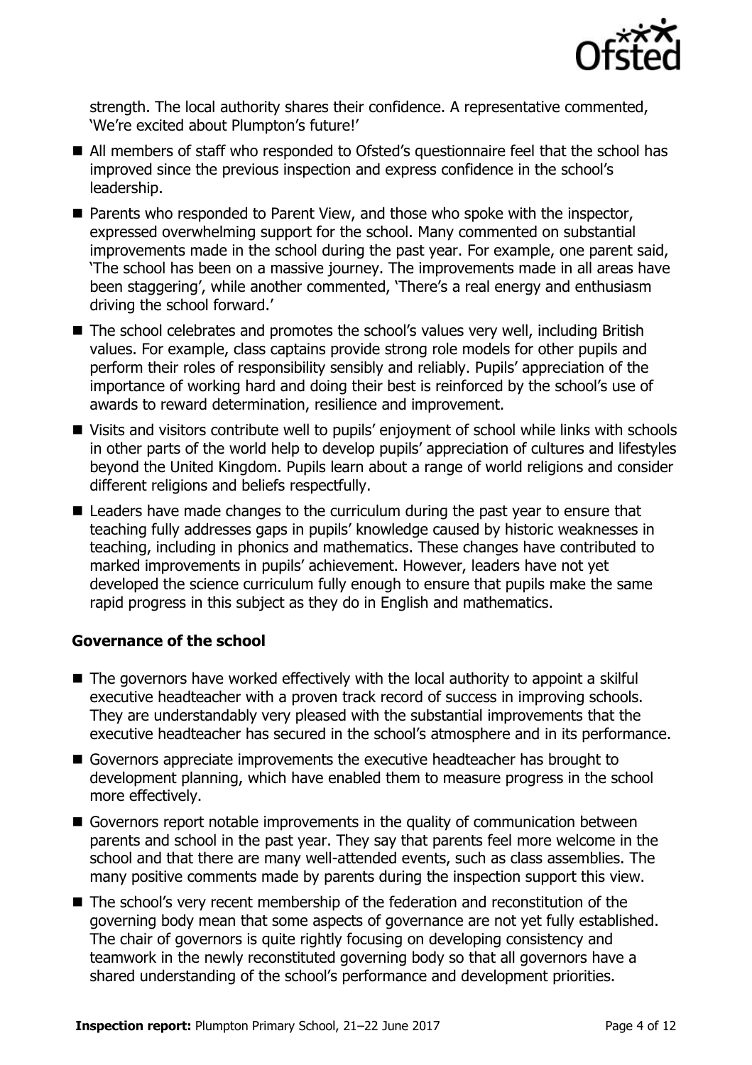strength. The local authority shares their confidence. A representative commented, 'We're excited about Plumpton's future!'

- All members of staff who responded to Ofsted's questionnaire feel that the school has improved since the previous inspection and express confidence in the school's leadership.
- Parents who responded to Parent View, and those who spoke with the inspector, expressed overwhelming support for the school. Many commented on substantial improvements made in the school during the past year. For example, one parent said, 'The school has been on a massive journey. The improvements made in all areas have been staggering', while another commented, 'There's a real energy and enthusiasm driving the school forward.'
- The school celebrates and promotes the school's values very well, including British values. For example, class captains provide strong role models for other pupils and perform their roles of responsibility sensibly and reliably. Pupils' appreciation of the importance of working hard and doing their best is reinforced by the school's use of awards to reward determination, resilience and improvement.
- Visits and visitors contribute well to pupils' enjoyment of school while links with schools in other parts of the world help to develop pupils' appreciation of cultures and lifestyles beyond the United Kingdom. Pupils learn about a range of world religions and consider different religions and beliefs respectfully.
- Leaders have made changes to the curriculum during the past year to ensure that teaching fully addresses gaps in pupils' knowledge caused by historic weaknesses in teaching, including in phonics and mathematics. These changes have contributed to marked improvements in pupils' achievement. However, leaders have not yet developed the science curriculum fully enough to ensure that pupils make the same rapid progress in this subject as they do in English and mathematics.

### Governance of the school

- The governors have worked effectively with the local authority to appoint a skilful executive headteacher with a proven track record of success in improving schools. They are understandably very pleased with the substantial improvements that the executive headteacher has secured in the school's atmosphere and in its performance.
- Governors appreciate improvements the executive headteacher has brought to development planning, which have enabled them to measure progress in the school more effectively.
- Governors report notable improvements in the quality of communication between parents and school in the past year. They say that parents feel more welcome in the school and that there are many well-attended events, such as class assemblies. The many positive comments made by parents during the inspection support this view.
- The school's very recent membership of the federation and reconstitution of the governing body mean that some aspects of governance are not yet fully established. The chair of governors is quite rightly focusing on developing consistency and teamwork in the newly reconstituted governing body so that all governors have a shared understanding of the school's performance and development priorities.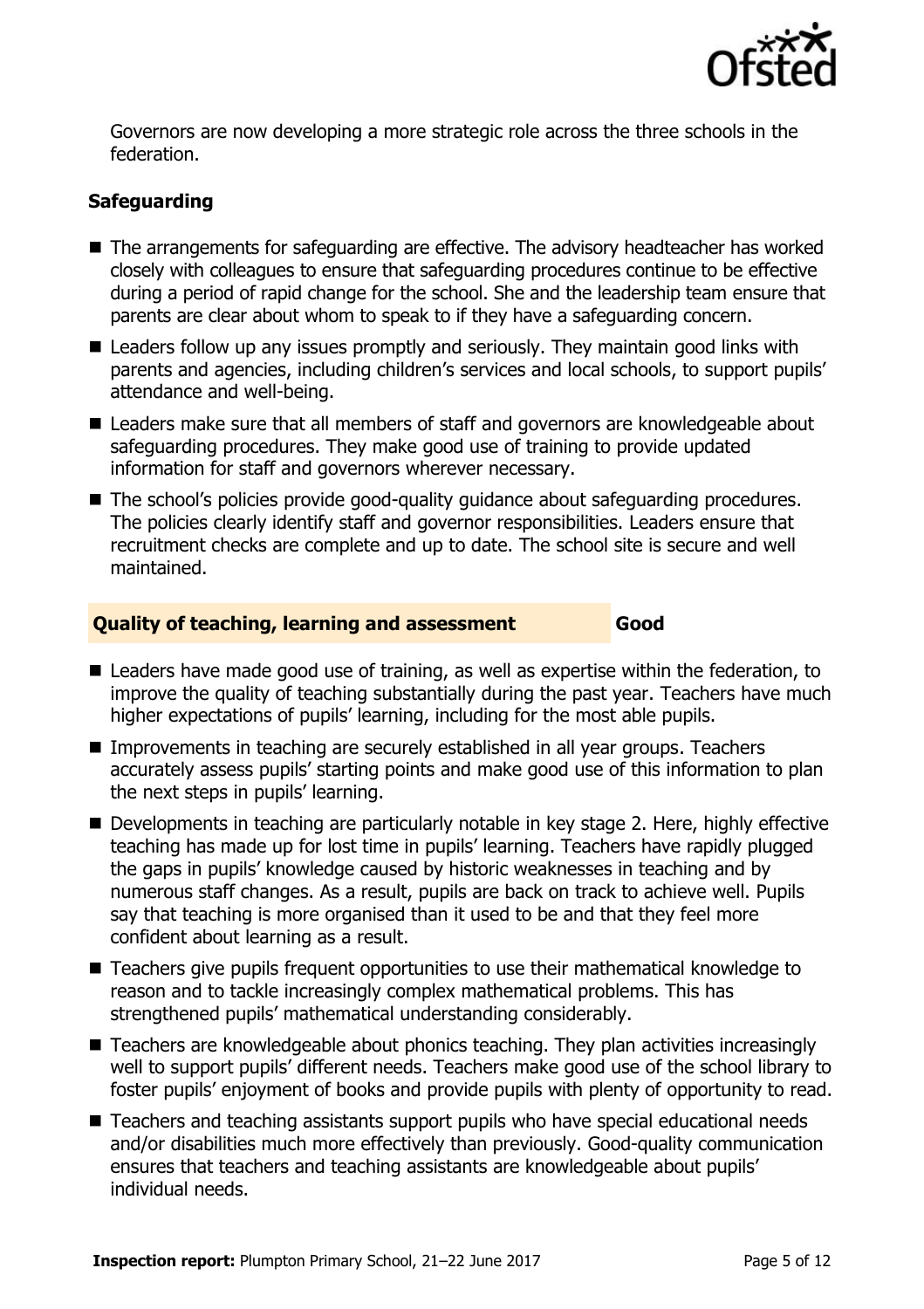Governors are now developing a more strategic role across the three schools in the federation.

### Safeguarding

- The arrangements for safeguarding are effective. The advisory headteacher has worked closely with colleagues to ensure that safeguarding procedures continue to be effective during a period of rapid change for the school. She and the leadership team ensure that parents are clear about whom to speak to if they have a safeguarding concern.
- Leaders follow up any issues promptly and seriously. They maintain good links with parents and agencies, including children's services and local schools, to support pupils' attendance and well-being.
- Leaders make sure that all members of staff and governors are knowledgeable about safeguarding procedures. They make good use of training to provide updated information for staff and governors wherever necessary.
- The school's policies provide good-quality guidance about safeguarding procedures. The policies clearly identify staff and governor responsibilities. Leaders ensure that recruitment checks are complete and up to date. The school site is secure and well maintained.

## Quality of teaching, learning and assessment — Good

- Leaders have made good use of training, as well as expertise within the federation, to improve the quality of teaching substantially during the past year. Teachers have much higher expectations of pupils' learning, including for the most able pupils.
- Improvements in teaching are securely established in all year groups. Teachers accurately assess pupils' starting points and make good use of this information to plan the next steps in pupils' learning.
- Developments in teaching are particularly notable in key stage 2. Here, highly effective teaching has made up for lost time in pupils' learning. Teachers have rapidly plugged the gaps in pupils' knowledge caused by historic weaknesses in teaching and by numerous staff changes. As a result, pupils are back on track to achieve well. Pupils say that teaching is more organised than it used to be and that they feel more confident about learning as a result.
- Teachers give pupils frequent opportunities to use their mathematical knowledge to reason and to tackle increasingly complex mathematical problems. This has strengthened pupils' mathematical understanding considerably.
- Teachers are knowledgeable about phonics teaching. They plan activities increasingly well to support pupils' different needs. Teachers make good use of the school library to foster pupils' enjoyment of books and provide pupils with plenty of opportunity to read.
- Teachers and teaching assistants support pupils who have special educational needs and/or disabilities much more effectively than previously. Good-quality communication ensures that teachers and teaching assistants are knowledgeable about pupils' individual needs.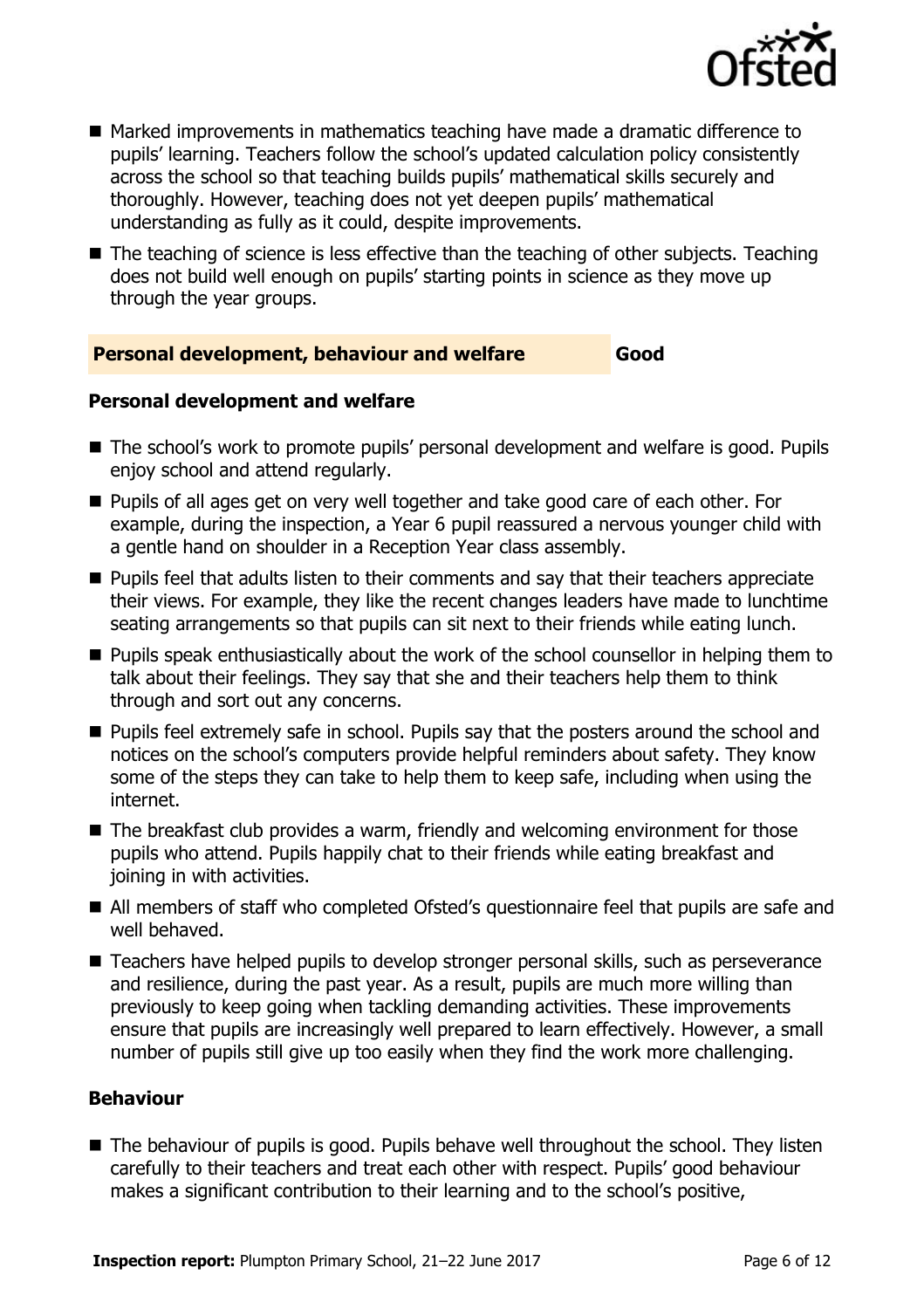- Marked improvements in mathematics teaching have made a dramatic difference to pupils' learning. Teachers follow the school's updated calculation policy consistently across the school so that teaching builds pupils' mathematical skills securely and thoroughly. However, teaching does not yet deepen pupils' mathematical understanding as fully as it could, despite improvements.
- The teaching of science is less effective than the teaching of other subjects. Teaching does not build well enough on pupils' starting points in science as they move up through the year groups.

## Personal development, behaviour and welfare — Good

### Personal development and welfare

- The school's work to promote pupils' personal development and welfare is good. Pupils enjoy school and attend regularly.
- Pupils of all ages get on very well together and take good care of each other. For example, during the inspection, a Year 6 pupil reassured a nervous younger child with a gentle hand on shoulder in a Reception Year class assembly.
- Pupils feel that adults listen to their comments and say that their teachers appreciate their views. For example, they like the recent changes leaders have made to lunchtime seating arrangements so that pupils can sit next to their friends while eating lunch.
- Pupils speak enthusiastically about the work of the school counsellor in helping them to talk about their feelings. They say that she and their teachers help them to think through and sort out any concerns.
- Pupils feel extremely safe in school. Pupils say that the posters around the school and notices on the school's computers provide helpful reminders about safety. They know some of the steps they can take to help them to keep safe, including when using the internet.
- The breakfast club provides a warm, friendly and welcoming environment for those pupils who attend. Pupils happily chat to their friends while eating breakfast and joining in with activities.
- All members of staff who completed Ofsted's questionnaire feel that pupils are safe and well behaved.
- Teachers have helped pupils to develop stronger personal skills, such as perseverance and resilience, during the past year. As a result, pupils are much more willing than previously to keep going when tackling demanding activities. These improvements ensure that pupils are increasingly well prepared to learn effectively. However, a small number of pupils still give up too easily when they find the work more challenging.

### Behaviour

- The behaviour of pupils is good. Pupils behave well throughout the school. They listen carefully to their teachers and treat each other with respect. Pupils' good behaviour makes a significant contribution to their learning and to the school's positive,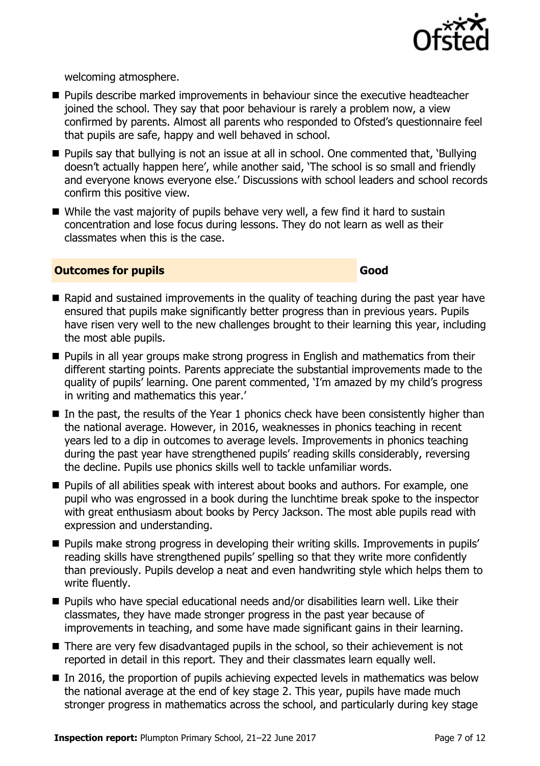welcoming atmosphere.

- Pupils describe marked improvements in behaviour since the executive headteacher joined the school. They say that poor behaviour is rarely a problem now, a view confirmed by parents. Almost all parents who responded to Ofsted's questionnaire feel that pupils are safe, happy and well behaved in school.
- Pupils say that bullying is not an issue at all in school. One commented that, 'Bullying doesn't actually happen here', while another said, 'The school is so small and friendly and everyone knows everyone else.' Discussions with school leaders and school records confirm this positive view.
- While the vast majority of pupils behave very well, a few find it hard to sustain concentration and lose focus during lessons. They do not learn as well as their classmates when this is the case.

## Outcomes for pupils — Good

- Rapid and sustained improvements in the quality of teaching during the past year have ensured that pupils make significantly better progress than in previous years. Pupils have risen very well to the new challenges brought to their learning this year, including the most able pupils.
- Pupils in all year groups make strong progress in English and mathematics from their different starting points. Parents appreciate the substantial improvements made to the quality of pupils' learning. One parent commented, 'I'm amazed by my child's progress in writing and mathematics this year.'
- In the past, the results of the Year 1 phonics check have been consistently higher than the national average. However, in 2016, weaknesses in phonics teaching in recent years led to a dip in outcomes to average levels. Improvements in phonics teaching during the past year have strengthened pupils' reading skills considerably, reversing the decline. Pupils use phonics skills well to tackle unfamiliar words.
- Pupils of all abilities speak with interest about books and authors. For example, one pupil who was engrossed in a book during the lunchtime break spoke to the inspector with great enthusiasm about books by Percy Jackson. The most able pupils read with expression and understanding.
- Pupils make strong progress in developing their writing skills. Improvements in pupils' reading skills have strengthened pupils' spelling so that they write more confidently than previously. Pupils develop a neat and even handwriting style which helps them to write fluently.
- Pupils who have special educational needs and/or disabilities learn well. Like their classmates, they have made stronger progress in the past year because of improvements in teaching, and some have made significant gains in their learning.
- There are very few disadvantaged pupils in the school, so their achievement is not reported in detail in this report. They and their classmates learn equally well.
- In 2016, the proportion of pupils achieving expected levels in mathematics was below the national average at the end of key stage 2. This year, pupils have made much stronger progress in mathematics across the school, and particularly during key stage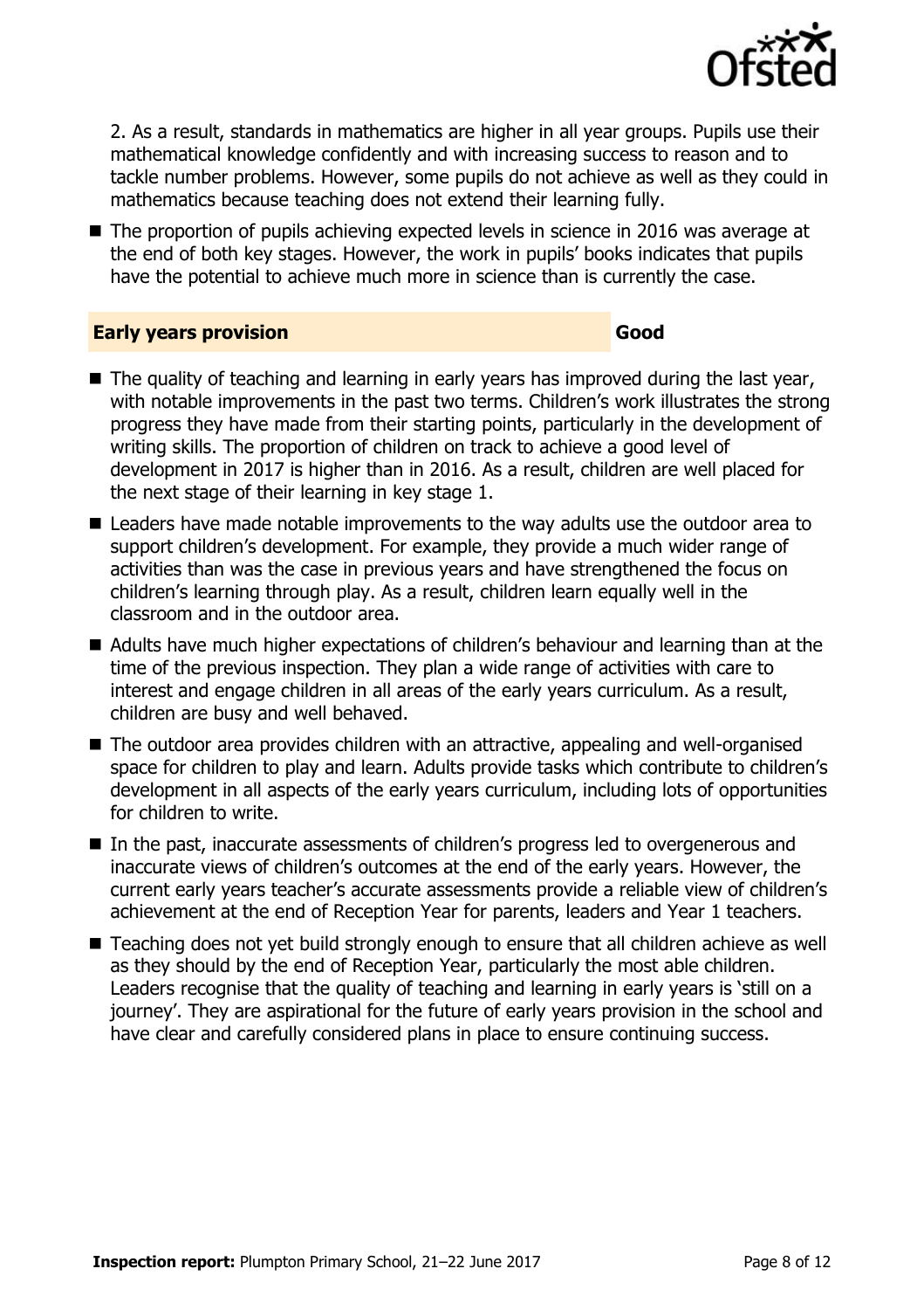2. As a result, standards in mathematics are higher in all year groups. Pupils use their mathematical knowledge confidently and with increasing success to reason and to tackle number problems. However, some pupils do not achieve as well as they could in mathematics because teaching does not extend their learning fully.

- The proportion of pupils achieving expected levels in science in 2016 was average at the end of both key stages. However, the work in pupils' books indicates that pupils have the potential to achieve much more in science than is currently the case.

## Early years provision — Good

- The quality of teaching and learning in early years has improved during the last year, with notable improvements in the past two terms. Children's work illustrates the strong progress they have made from their starting points, particularly in the development of writing skills. The proportion of children on track to achieve a good level of development in 2017 is higher than in 2016. As a result, children are well placed for the next stage of their learning in key stage 1.
- Leaders have made notable improvements to the way adults use the outdoor area to support children's development. For example, they provide a much wider range of activities than was the case in previous years and have strengthened the focus on children's learning through play. As a result, children learn equally well in the classroom and in the outdoor area.
- Adults have much higher expectations of children's behaviour and learning than at the time of the previous inspection. They plan a wide range of activities with care to interest and engage children in all areas of the early years curriculum. As a result, children are busy and well behaved.
- The outdoor area provides children with an attractive, appealing and well-organised space for children to play and learn. Adults provide tasks which contribute to children's development in all aspects of the early years curriculum, including lots of opportunities for children to write.
- In the past, inaccurate assessments of children's progress led to overgenerous and inaccurate views of children's outcomes at the end of the early years. However, the current early years teacher's accurate assessments provide a reliable view of children's achievement at the end of Reception Year for parents, leaders and Year 1 teachers.
- Teaching does not yet build strongly enough to ensure that all children achieve as well as they should by the end of Reception Year, particularly the most able children. Leaders recognise that the quality of teaching and learning in early years is 'still on a journey'. They are aspirational for the future of early years provision in the school and have clear and carefully considered plans in place to ensure continuing success.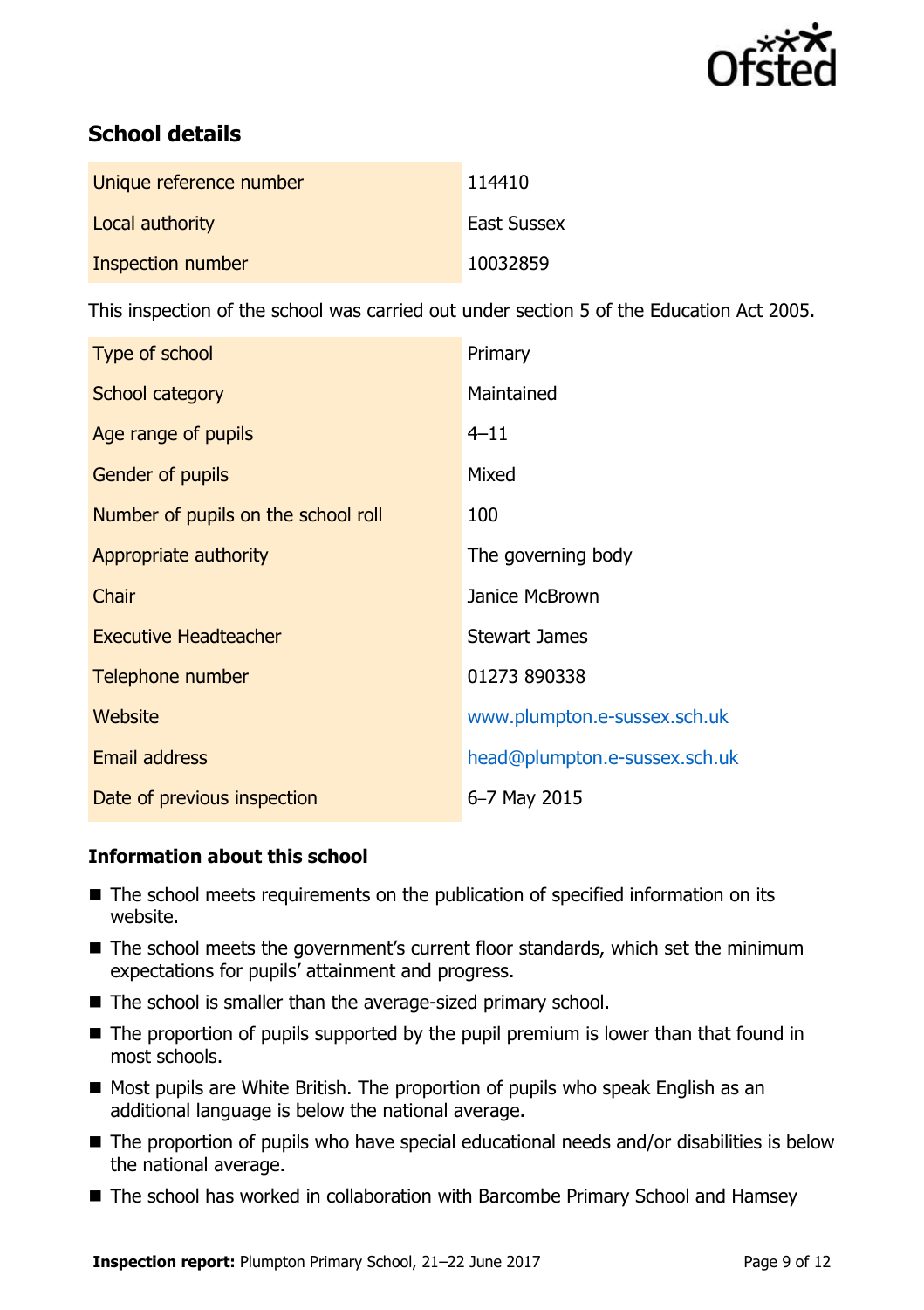## School details

| Unique reference number | 114410 |
| --- | --- |
| Local authority | East Sussex |
| Inspection number | 10032859 |

This inspection of the school was carried out under section 5 of the Education Act 2005.

| Type of school | Primary |
| --- | --- |
| School category | Maintained |
| Age range of pupils | 4–11 |
| Gender of pupils | Mixed |
| Number of pupils on the school roll | 100 |
| Appropriate authority | The governing body |
| Chair | Janice McBrown |
| Executive Headteacher | Stewart James |
| Telephone number | 01273 890338 |
| Website | www.plumpton.e-sussex.sch.uk |
| Email address | head@plumpton.e-sussex.sch.uk |
| Date of previous inspection | 6–7 May 2015 |

### Information about this school

- The school meets requirements on the publication of specified information on its website.
- The school meets the government's current floor standards, which set the minimum expectations for pupils' attainment and progress.
- The school is smaller than the average-sized primary school.
- The proportion of pupils supported by the pupil premium is lower than that found in most schools.
- Most pupils are White British. The proportion of pupils who speak English as an additional language is below the national average.
- The proportion of pupils who have special educational needs and/or disabilities is below the national average.
- The school has worked in collaboration with Barcombe Primary School and Hamsey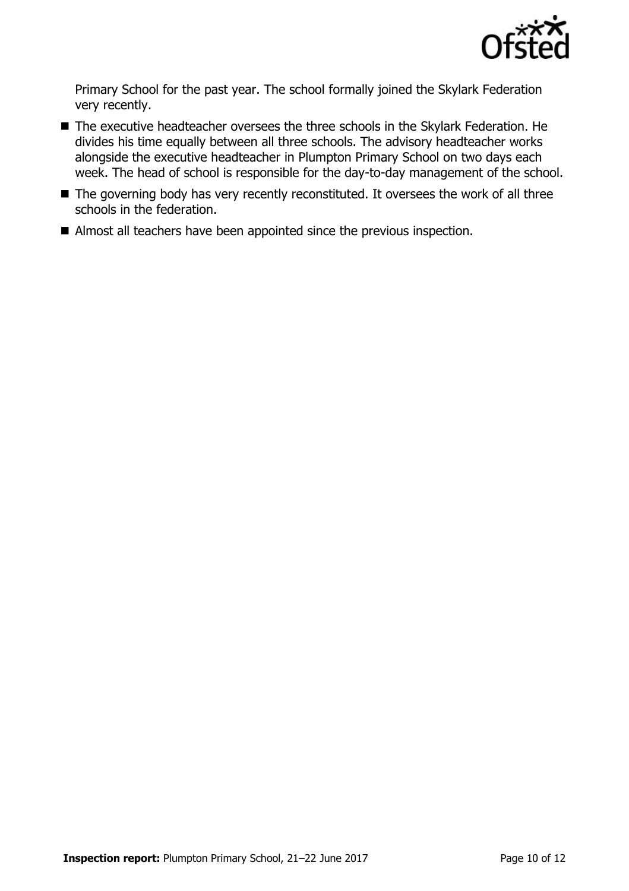Primary School for the past year. The school formally joined the Skylark Federation very recently.

- The executive headteacher oversees the three schools in the Skylark Federation. He divides his time equally between all three schools. The advisory headteacher works alongside the executive headteacher in Plumpton Primary School on two days each week. The head of school is responsible for the day-to-day management of the school.
- The governing body has very recently reconstituted. It oversees the work of all three schools in the federation.
- Almost all teachers have been appointed since the previous inspection.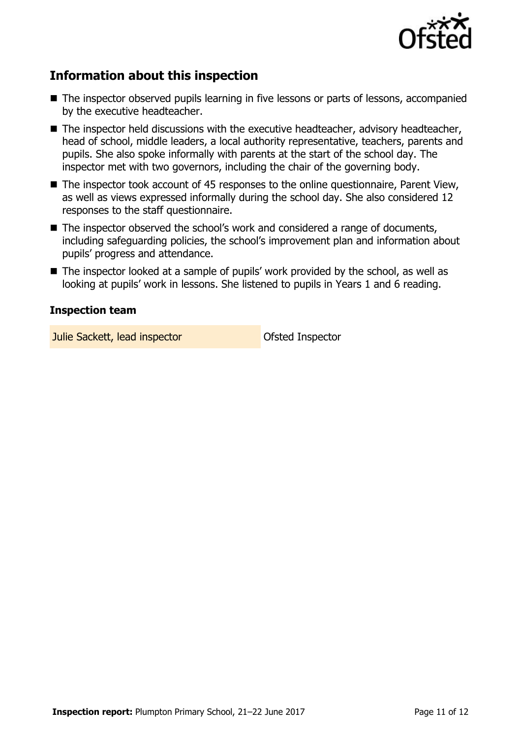## Information about this inspection

- The inspector observed pupils learning in five lessons or parts of lessons, accompanied by the executive headteacher.
- The inspector held discussions with the executive headteacher, advisory headteacher, head of school, middle leaders, a local authority representative, teachers, parents and pupils. She also spoke informally with parents at the start of the school day. The inspector met with two governors, including the chair of the governing body.
- The inspector took account of 45 responses to the online questionnaire, Parent View, as well as views expressed informally during the school day. She also considered 12 responses to the staff questionnaire.
- The inspector observed the school's work and considered a range of documents, including safeguarding policies, the school's improvement plan and information about pupils' progress and attendance.
- The inspector looked at a sample of pupils' work provided by the school, as well as looking at pupils' work in lessons. She listened to pupils in Years 1 and 6 reading.

### Inspection team

| | |
|---|---|
| Julie Sackett, lead inspector | Ofsted Inspector |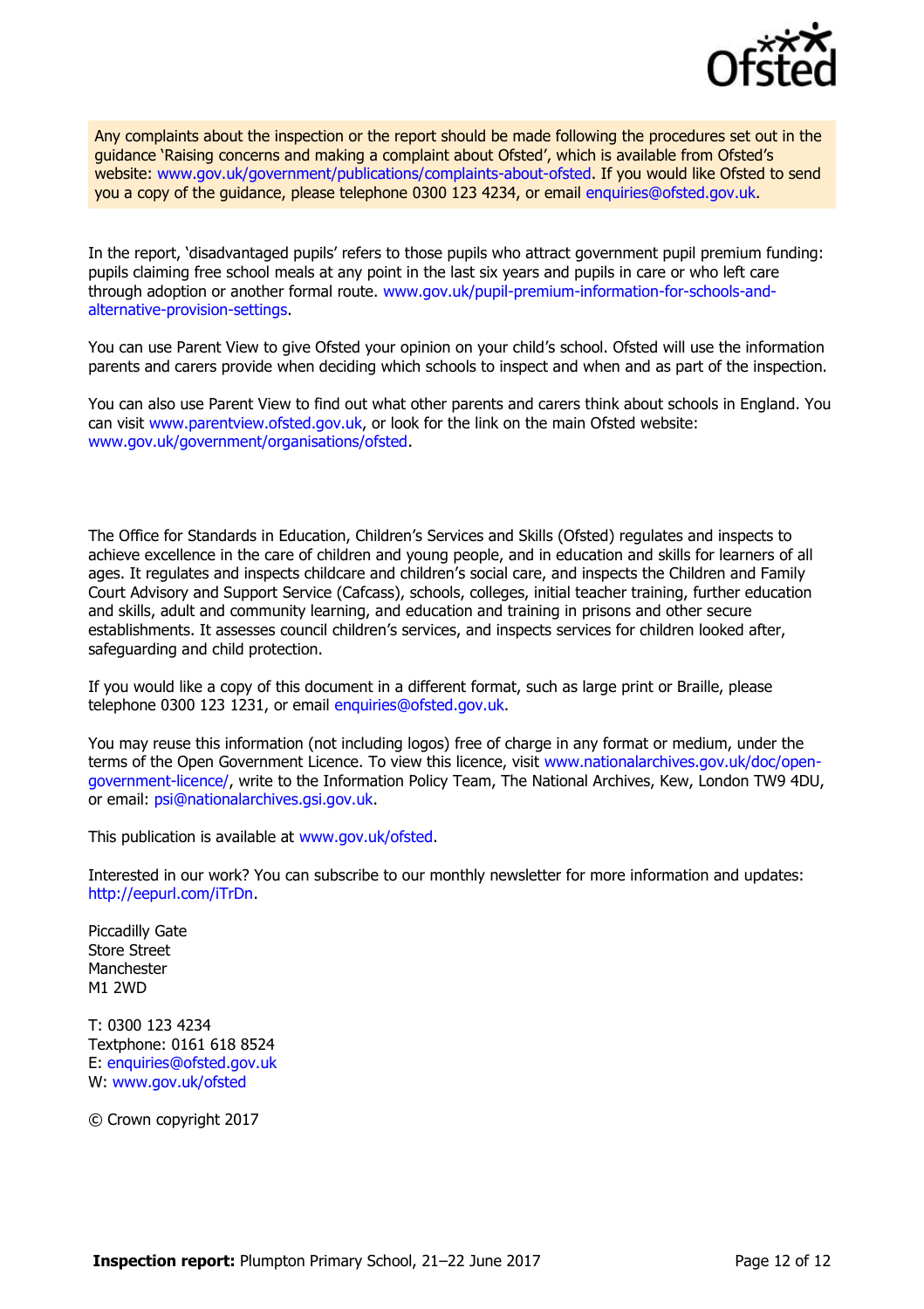Any complaints about the inspection or the report should be made following the procedures set out in the guidance 'Raising concerns and making a complaint about Ofsted', which is available from Ofsted's website: www.gov.uk/government/publications/complaints-about-ofsted. If you would like Ofsted to send you a copy of the guidance, please telephone 0300 123 4234, or email enquiries@ofsted.gov.uk.

In the report, 'disadvantaged pupils' refers to those pupils who attract government pupil premium funding: pupils claiming free school meals at any point in the last six years and pupils in care or who left care through adoption or another formal route. www.gov.uk/pupil-premium-information-for-schools-and-alternative-provision-settings.

You can use Parent View to give Ofsted your opinion on your child's school. Ofsted will use the information parents and carers provide when deciding which schools to inspect and when and as part of the inspection.

You can also use Parent View to find out what other parents and carers think about schools in England. You can visit www.parentview.ofsted.gov.uk, or look for the link on the main Ofsted website: www.gov.uk/government/organisations/ofsted.

The Office for Standards in Education, Children's Services and Skills (Ofsted) regulates and inspects to achieve excellence in the care of children and young people, and in education and skills for learners of all ages. It regulates and inspects childcare and children's social care, and inspects the Children and Family Court Advisory and Support Service (Cafcass), schools, colleges, initial teacher training, further education and skills, adult and community learning, and education and training in prisons and other secure establishments. It assesses council children's services, and inspects services for children looked after, safeguarding and child protection.

If you would like a copy of this document in a different format, such as large print or Braille, please telephone 0300 123 1231, or email enquiries@ofsted.gov.uk.

You may reuse this information (not including logos) free of charge in any format or medium, under the terms of the Open Government Licence. To view this licence, visit www.nationalarchives.gov.uk/doc/open-government-licence/, write to the Information Policy Team, The National Archives, Kew, London TW9 4DU, or email: psi@nationalarchives.gsi.gov.uk.

This publication is available at www.gov.uk/ofsted.

Interested in our work? You can subscribe to our monthly newsletter for more information and updates: http://eepurl.com/iTrDn.

Piccadilly Gate
Store Street
Manchester
M1 2WD

T: 0300 123 4234
Textphone: 0161 618 8524
E: enquiries@ofsted.gov.uk
W: www.gov.uk/ofsted

© Crown copyright 2017